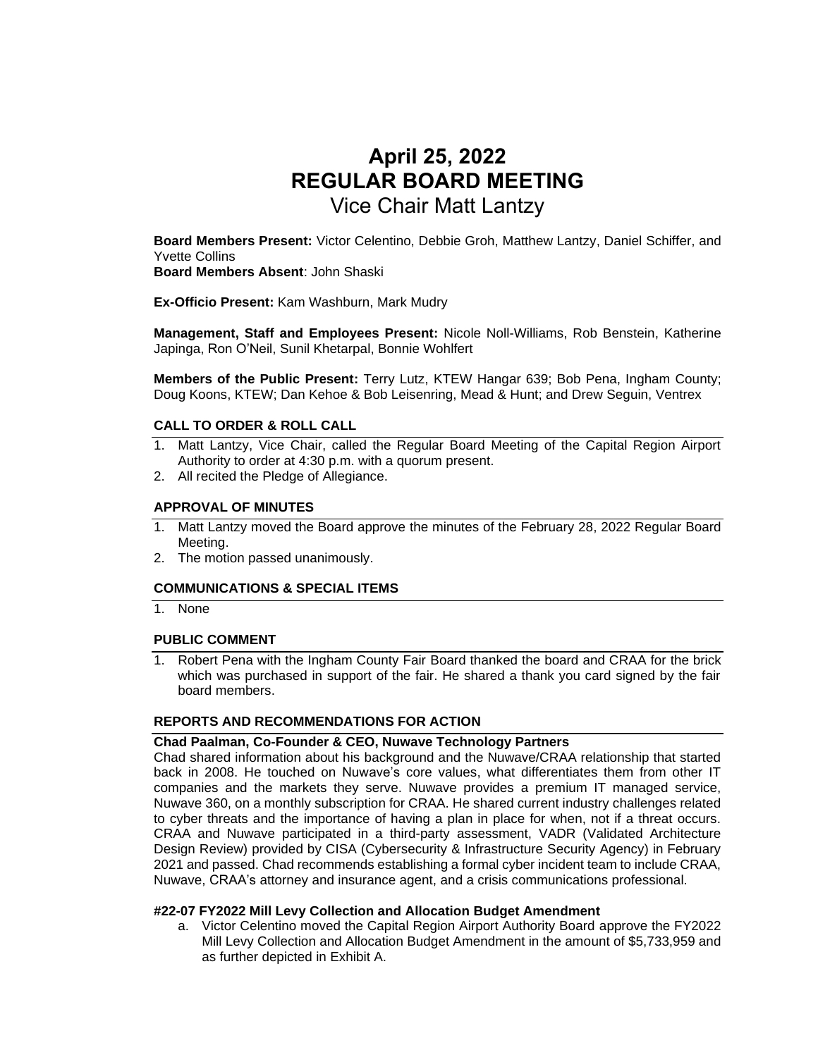# April 25, 2022
# REGULAR BOARD MEETING
## Vice Chair Matt Lantzy

**Board Members Present:** Victor Celentino, Debbie Groh, Matthew Lantzy, Daniel Schiffer, and Yvette Collins
**Board Members Absent**: John Shaski

**Ex-Officio Present:** Kam Washburn, Mark Mudry

**Management, Staff and Employees Present:** Nicole Noll-Williams, Rob Benstein, Katherine Japinga, Ron O'Neil, Sunil Khetarpal, Bonnie Wohlfert

**Members of the Public Present:** Terry Lutz, KTEW Hangar 639; Bob Pena, Ingham County; Doug Koons, KTEW; Dan Kehoe & Bob Leisenring, Mead & Hunt; and Drew Seguin, Ventrex

### CALL TO ORDER & ROLL CALL

1. Matt Lantzy, Vice Chair, called the Regular Board Meeting of the Capital Region Airport Authority to order at 4:30 p.m. with a quorum present.
2. All recited the Pledge of Allegiance.

### APPROVAL OF MINUTES

1. Matt Lantzy moved the Board approve the minutes of the February 28, 2022 Regular Board Meeting.
2. The motion passed unanimously.

### COMMUNICATIONS & SPECIAL ITEMS

1. None

### PUBLIC COMMENT

1. Robert Pena with the Ingham County Fair Board thanked the board and CRAA for the brick which was purchased in support of the fair. He shared a thank you card signed by the fair board members.

### REPORTS AND RECOMMENDATIONS FOR ACTION

**Chad Paalman, Co-Founder & CEO, Nuwave Technology Partners**

Chad shared information about his background and the Nuwave/CRAA relationship that started back in 2008. He touched on Nuwave's core values, what differentiates them from other IT companies and the markets they serve. Nuwave provides a premium IT managed service, Nuwave 360, on a monthly subscription for CRAA. He shared current industry challenges related to cyber threats and the importance of having a plan in place for when, not if a threat occurs. CRAA and Nuwave participated in a third-party assessment, VADR (Validated Architecture Design Review) provided by CISA (Cybersecurity & Infrastructure Security Agency) in February 2021 and passed. Chad recommends establishing a formal cyber incident team to include CRAA, Nuwave, CRAA's attorney and insurance agent, and a crisis communications professional.

**#22-07 FY2022 Mill Levy Collection and Allocation Budget Amendment**

a. Victor Celentino moved the Capital Region Airport Authority Board approve the FY2022 Mill Levy Collection and Allocation Budget Amendment in the amount of $5,733,959 and as further depicted in Exhibit A.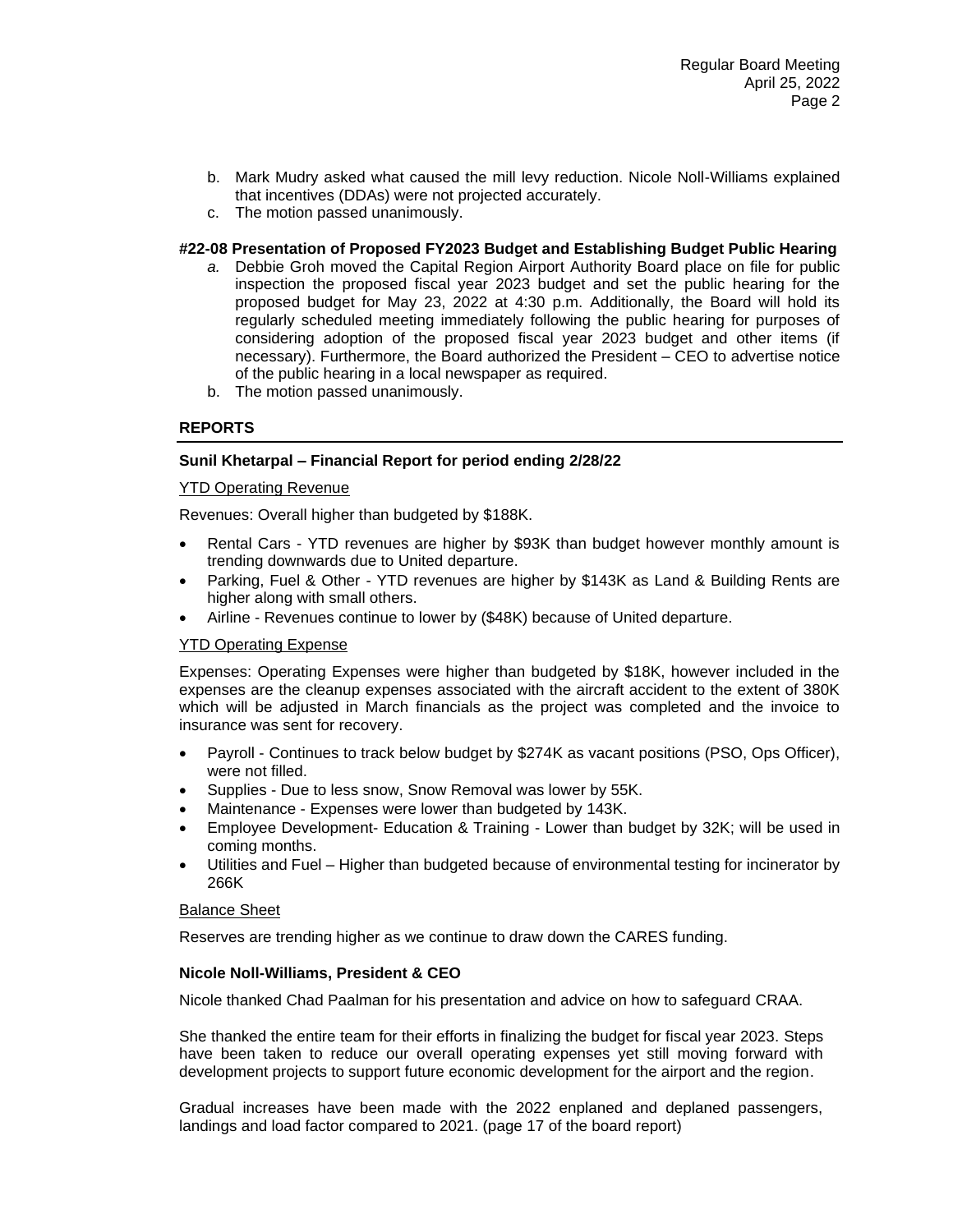b. Mark Mudry asked what caused the mill levy reduction. Nicole Noll-Williams explained that incentives (DDAs) were not projected accurately.
c. The motion passed unanimously.

**#22-08 Presentation of Proposed FY2023 Budget and Establishing Budget Public Hearing**

*a.* Debbie Groh moved the Capital Region Airport Authority Board place on file for public inspection the proposed fiscal year 2023 budget and set the public hearing for the proposed budget for May 23, 2022 at 4:30 p.m. Additionally, the Board will hold its regularly scheduled meeting immediately following the public hearing for purposes of considering adoption of the proposed fiscal year 2023 budget and other items (if necessary). Furthermore, the Board authorized the President – CEO to advertise notice of the public hearing in a local newspaper as required.
b. The motion passed unanimously.

## REPORTS

**Sunil Khetarpal – Financial Report for period ending 2/28/22**

YTD Operating Revenue

Revenues: Overall higher than budgeted by $188K.

- Rental Cars - YTD revenues are higher by $93K than budget however monthly amount is trending downwards due to United departure.
- Parking, Fuel & Other - YTD revenues are higher by $143K as Land & Building Rents are higher along with small others.
- Airline - Revenues continue to lower by ($48K) because of United departure.

YTD Operating Expense

Expenses: Operating Expenses were higher than budgeted by $18K, however included in the expenses are the cleanup expenses associated with the aircraft accident to the extent of 380K which will be adjusted in March financials as the project was completed and the invoice to insurance was sent for recovery.

- Payroll - Continues to track below budget by $274K as vacant positions (PSO, Ops Officer), were not filled.
- Supplies - Due to less snow, Snow Removal was lower by 55K.
- Maintenance - Expenses were lower than budgeted by 143K.
- Employee Development- Education & Training - Lower than budget by 32K; will be used in coming months.
- Utilities and Fuel – Higher than budgeted because of environmental testing for incinerator by 266K

Balance Sheet

Reserves are trending higher as we continue to draw down the CARES funding.

**Nicole Noll-Williams, President & CEO**

Nicole thanked Chad Paalman for his presentation and advice on how to safeguard CRAA.

She thanked the entire team for their efforts in finalizing the budget for fiscal year 2023. Steps have been taken to reduce our overall operating expenses yet still moving forward with development projects to support future economic development for the airport and the region.

Gradual increases have been made with the 2022 enplaned and deplaned passengers, landings and load factor compared to 2021. (page 17 of the board report)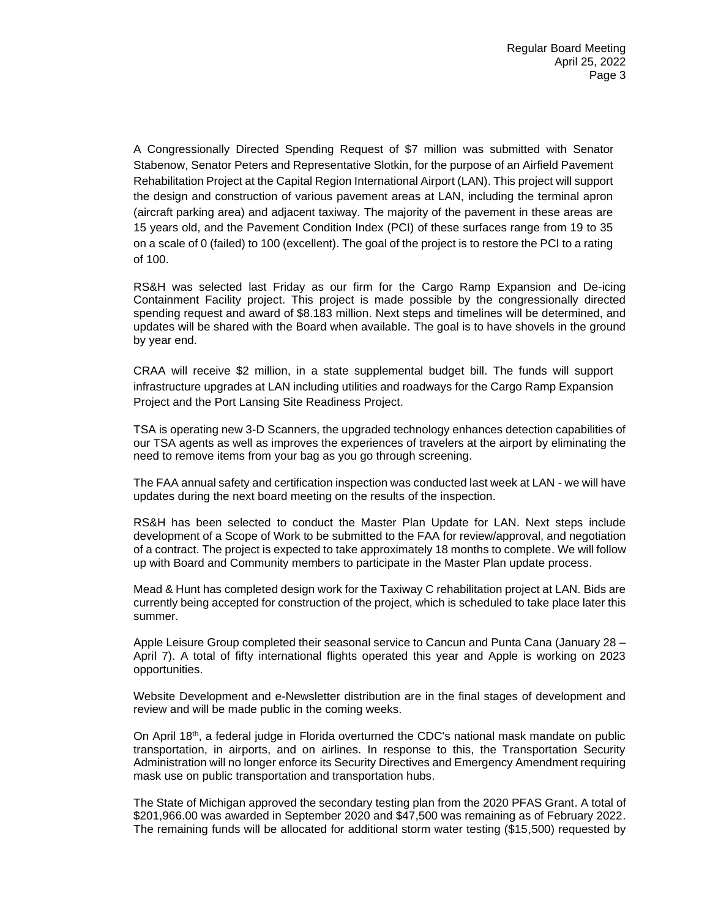A Congressionally Directed Spending Request of $7 million was submitted with Senator Stabenow, Senator Peters and Representative Slotkin, for the purpose of an Airfield Pavement Rehabilitation Project at the Capital Region International Airport (LAN). This project will support the design and construction of various pavement areas at LAN, including the terminal apron (aircraft parking area) and adjacent taxiway. The majority of the pavement in these areas are 15 years old, and the Pavement Condition Index (PCI) of these surfaces range from 19 to 35 on a scale of 0 (failed) to 100 (excellent). The goal of the project is to restore the PCI to a rating of 100.

RS&H was selected last Friday as our firm for the Cargo Ramp Expansion and De-icing Containment Facility project. This project is made possible by the congressionally directed spending request and award of $8.183 million. Next steps and timelines will be determined, and updates will be shared with the Board when available. The goal is to have shovels in the ground by year end.

CRAA will receive $2 million, in a state supplemental budget bill. The funds will support infrastructure upgrades at LAN including utilities and roadways for the Cargo Ramp Expansion Project and the Port Lansing Site Readiness Project.

TSA is operating new 3-D Scanners, the upgraded technology enhances detection capabilities of our TSA agents as well as improves the experiences of travelers at the airport by eliminating the need to remove items from your bag as you go through screening.

The FAA annual safety and certification inspection was conducted last week at LAN - we will have updates during the next board meeting on the results of the inspection.

RS&H has been selected to conduct the Master Plan Update for LAN. Next steps include development of a Scope of Work to be submitted to the FAA for review/approval, and negotiation of a contract. The project is expected to take approximately 18 months to complete. We will follow up with Board and Community members to participate in the Master Plan update process.

Mead & Hunt has completed design work for the Taxiway C rehabilitation project at LAN. Bids are currently being accepted for construction of the project, which is scheduled to take place later this summer.

Apple Leisure Group completed their seasonal service to Cancun and Punta Cana (January 28 – April 7). A total of fifty international flights operated this year and Apple is working on 2023 opportunities.

Website Development and e-Newsletter distribution are in the final stages of development and review and will be made public in the coming weeks.

On April 18th, a federal judge in Florida overturned the CDC's national mask mandate on public transportation, in airports, and on airlines. In response to this, the Transportation Security Administration will no longer enforce its Security Directives and Emergency Amendment requiring mask use on public transportation and transportation hubs.

The State of Michigan approved the secondary testing plan from the 2020 PFAS Grant. A total of $201,966.00 was awarded in September 2020 and $47,500 was remaining as of February 2022. The remaining funds will be allocated for additional storm water testing ($15,500) requested by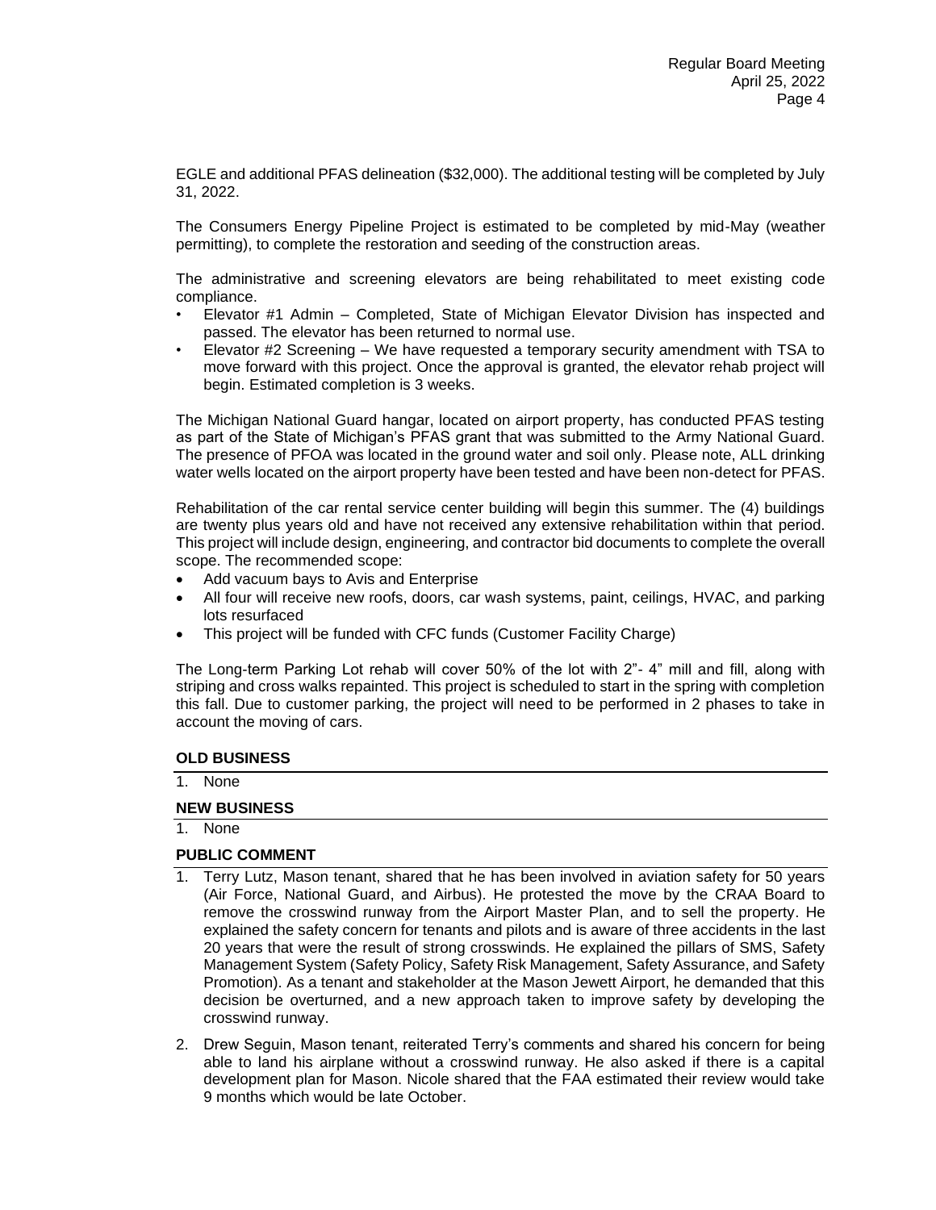EGLE and additional PFAS delineation ($32,000). The additional testing will be completed by July 31, 2022.

The Consumers Energy Pipeline Project is estimated to be completed by mid-May (weather permitting), to complete the restoration and seeding of the construction areas.

The administrative and screening elevators are being rehabilitated to meet existing code compliance.

- Elevator #1 Admin – Completed, State of Michigan Elevator Division has inspected and passed. The elevator has been returned to normal use.
- Elevator #2 Screening – We have requested a temporary security amendment with TSA to move forward with this project. Once the approval is granted, the elevator rehab project will begin. Estimated completion is 3 weeks.

The Michigan National Guard hangar, located on airport property, has conducted PFAS testing as part of the State of Michigan's PFAS grant that was submitted to the Army National Guard. The presence of PFOA was located in the ground water and soil only. Please note, ALL drinking water wells located on the airport property have been tested and have been non-detect for PFAS.

Rehabilitation of the car rental service center building will begin this summer. The (4) buildings are twenty plus years old and have not received any extensive rehabilitation within that period. This project will include design, engineering, and contractor bid documents to complete the overall scope. The recommended scope:

- Add vacuum bays to Avis and Enterprise
- All four will receive new roofs, doors, car wash systems, paint, ceilings, HVAC, and parking lots resurfaced
- This project will be funded with CFC funds (Customer Facility Charge)

The Long-term Parking Lot rehab will cover 50% of the lot with 2"- 4" mill and fill, along with striping and cross walks repainted. This project is scheduled to start in the spring with completion this fall. Due to customer parking, the project will need to be performed in 2 phases to take in account the moving of cars.

**OLD BUSINESS**

1. None

**NEW BUSINESS**

1. None

**PUBLIC COMMENT**

1. Terry Lutz, Mason tenant, shared that he has been involved in aviation safety for 50 years (Air Force, National Guard, and Airbus). He protested the move by the CRAA Board to remove the crosswind runway from the Airport Master Plan, and to sell the property. He explained the safety concern for tenants and pilots and is aware of three accidents in the last 20 years that were the result of strong crosswinds. He explained the pillars of SMS, Safety Management System (Safety Policy, Safety Risk Management, Safety Assurance, and Safety Promotion). As a tenant and stakeholder at the Mason Jewett Airport, he demanded that this decision be overturned, and a new approach taken to improve safety by developing the crosswind runway.
2. Drew Seguin, Mason tenant, reiterated Terry's comments and shared his concern for being able to land his airplane without a crosswind runway. He also asked if there is a capital development plan for Mason. Nicole shared that the FAA estimated their review would take 9 months which would be late October.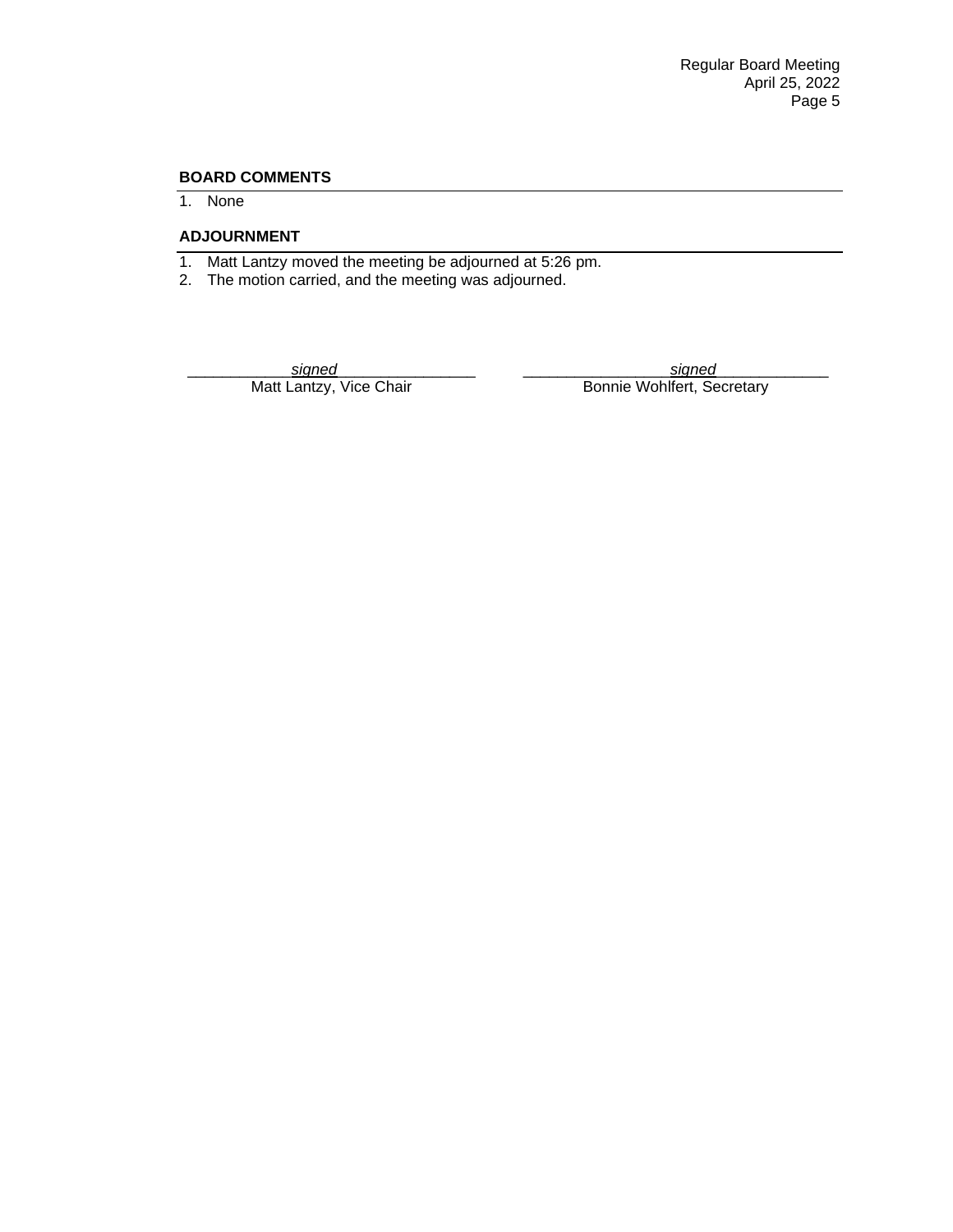## BOARD COMMENTS

1. None

## ADJOURNMENT

1. Matt Lantzy moved the meeting be adjourned at 5:26 pm.
2. The motion carried, and the meeting was adjourned.

| | |
|---|---|
| *signed* | *signed* |
| Matt Lantzy, Vice Chair | Bonnie Wohlfert, Secretary |